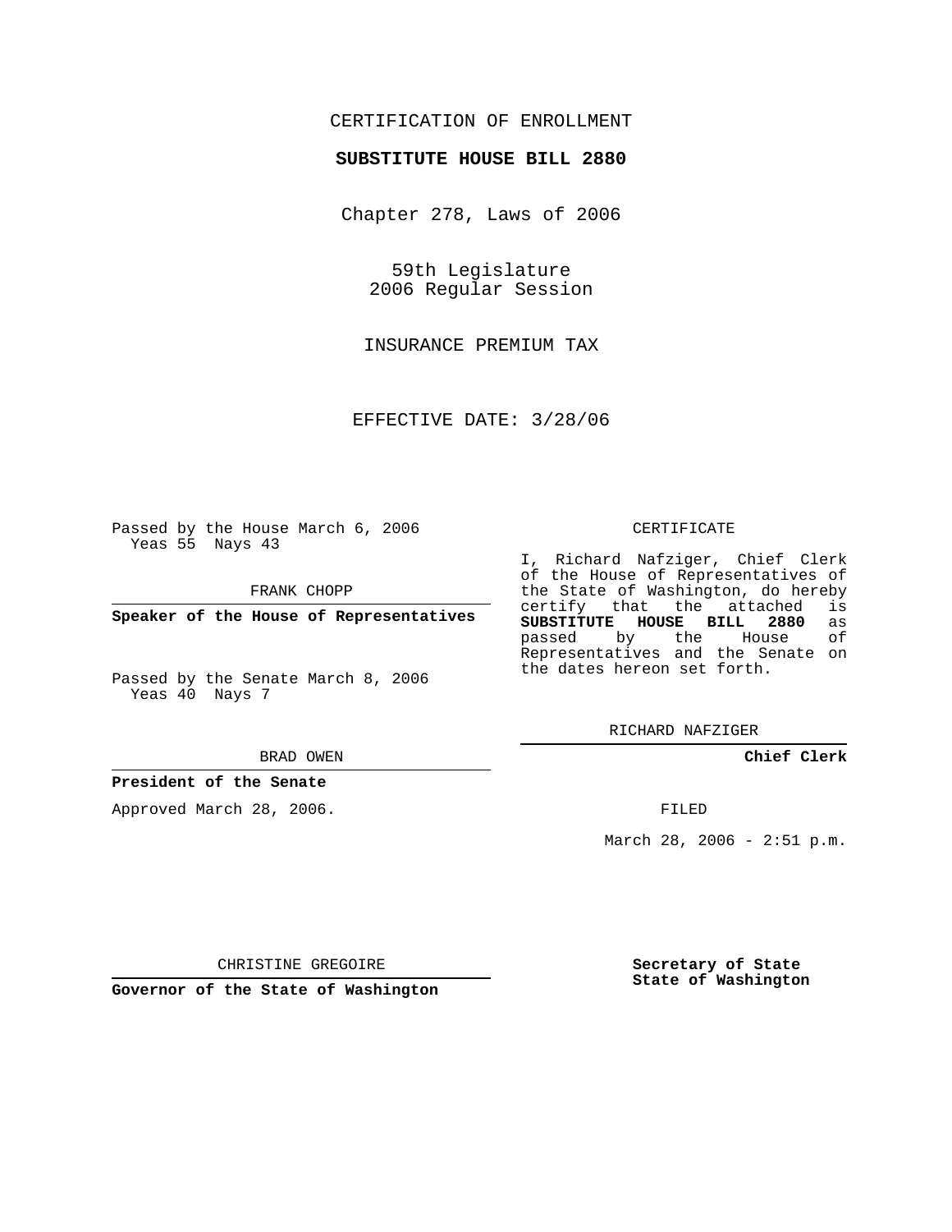CERTIFICATION OF ENROLLMENT

**SUBSTITUTE HOUSE BILL 2880**

Chapter 278, Laws of 2006

59th Legislature
2006 Regular Session

INSURANCE PREMIUM TAX

EFFECTIVE DATE: 3/28/06

Passed by the House March 6, 2006
Yeas 55 Nays 43

FRANK CHOPP

**Speaker of the House of Representatives**

Passed by the Senate March 8, 2006
Yeas 40 Nays 7

BRAD OWEN

**President of the Senate**

Approved March 28, 2006.

CHRISTINE GREGOIRE

**Governor of the State of Washington**

CERTIFICATE

I, Richard Nafziger, Chief Clerk of the House of Representatives of the State of Washington, do hereby certify that the attached is **SUBSTITUTE HOUSE BILL 2880** as passed by the House of Representatives and the Senate on the dates hereon set forth.

RICHARD NAFZIGER

**Chief Clerk**

FILED

March 28, 2006 - 2:51 p.m.

**Secretary of State**
**State of Washington**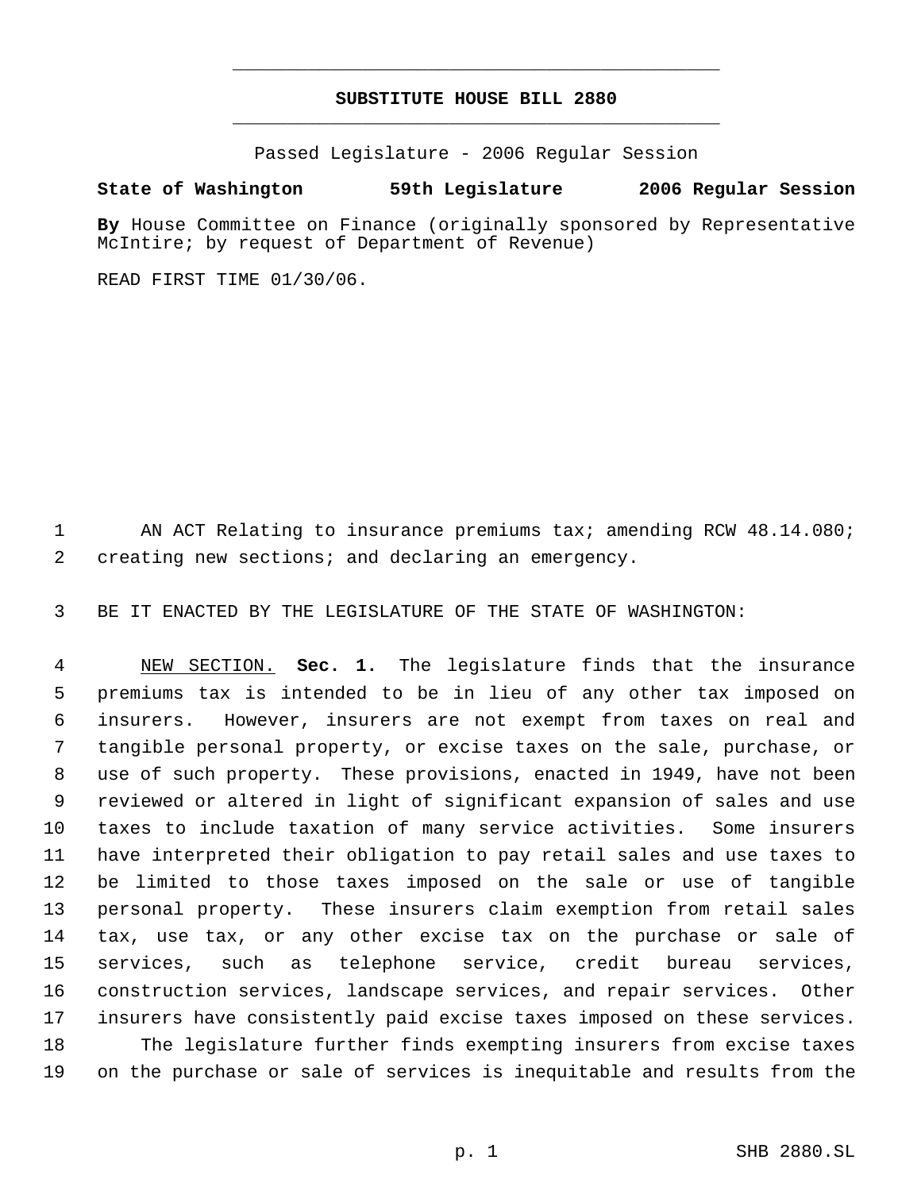# SUBSTITUTE HOUSE BILL 2880

Passed Legislature - 2006 Regular Session

**State of Washington 59th Legislature 2006 Regular Session**

**By** House Committee on Finance (originally sponsored by Representative McIntire; by request of Department of Revenue)

READ FIRST TIME 01/30/06.

AN ACT Relating to insurance premiums tax; amending RCW 48.14.080; creating new sections; and declaring an emergency.

BE IT ENACTED BY THE LEGISLATURE OF THE STATE OF WASHINGTON:

NEW SECTION. **Sec. 1.** The legislature finds that the insurance premiums tax is intended to be in lieu of any other tax imposed on insurers. However, insurers are not exempt from taxes on real and tangible personal property, or excise taxes on the sale, purchase, or use of such property. These provisions, enacted in 1949, have not been reviewed or altered in light of significant expansion of sales and use taxes to include taxation of many service activities. Some insurers have interpreted their obligation to pay retail sales and use taxes to be limited to those taxes imposed on the sale or use of tangible personal property. These insurers claim exemption from retail sales tax, use tax, or any other excise tax on the purchase or sale of services, such as telephone service, credit bureau services, construction services, landscape services, and repair services. Other insurers have consistently paid excise taxes imposed on these services.

The legislature further finds exempting insurers from excise taxes on the purchase or sale of services is inequitable and results from the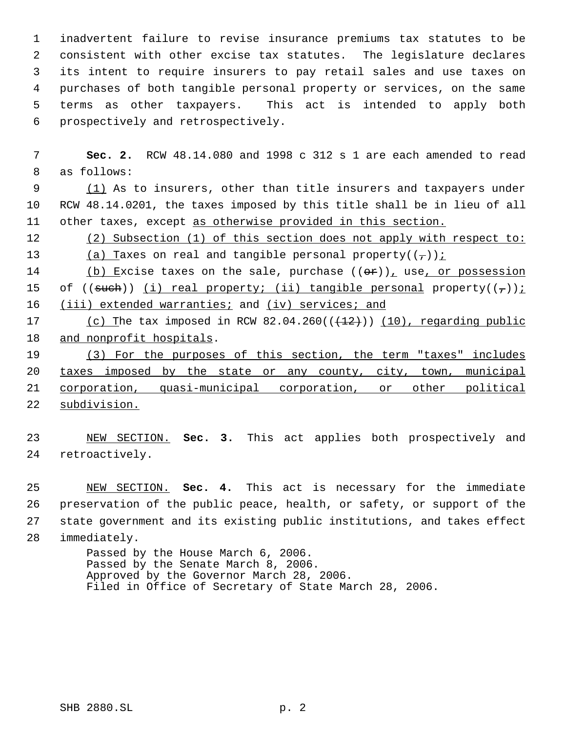inadvertent failure to revise insurance premiums tax statutes to be consistent with other excise tax statutes. The legislature declares its intent to require insurers to pay retail sales and use taxes on purchases of both tangible personal property or services, on the same terms as other taxpayers. This act is intended to apply both prospectively and retrospectively.

**Sec. 2.** RCW 48.14.080 and 1998 c 312 s 1 are each amended to read as follows:

(1) As to insurers, other than title insurers and taxpayers under RCW 48.14.0201, the taxes imposed by this title shall be in lieu of all other taxes, except as otherwise provided in this section.

(2) Subsection (1) of this section does not apply with respect to:

(a) Taxes on real and tangible personal property((,));

(b) Excise taxes on the sale, purchase ((or)), use, or possession of ((such)) (i) real property; (ii) tangible personal property((,)); (iii) extended warranties; and (iv) services; and

(c) The tax imposed in RCW 82.04.260(((12))) (10), regarding public and nonprofit hospitals.

(3) For the purposes of this section, the term "taxes" includes taxes imposed by the state or any county, city, town, municipal corporation, quasi-municipal corporation, or other political subdivision.

NEW SECTION. **Sec. 3.** This act applies both prospectively and retroactively.

NEW SECTION. **Sec. 4.** This act is necessary for the immediate preservation of the public peace, health, or safety, or support of the state government and its existing public institutions, and takes effect immediately.

Passed by the House March 6, 2006.
Passed by the Senate March 8, 2006.
Approved by the Governor March 28, 2006.
Filed in Office of Secretary of State March 28, 2006.